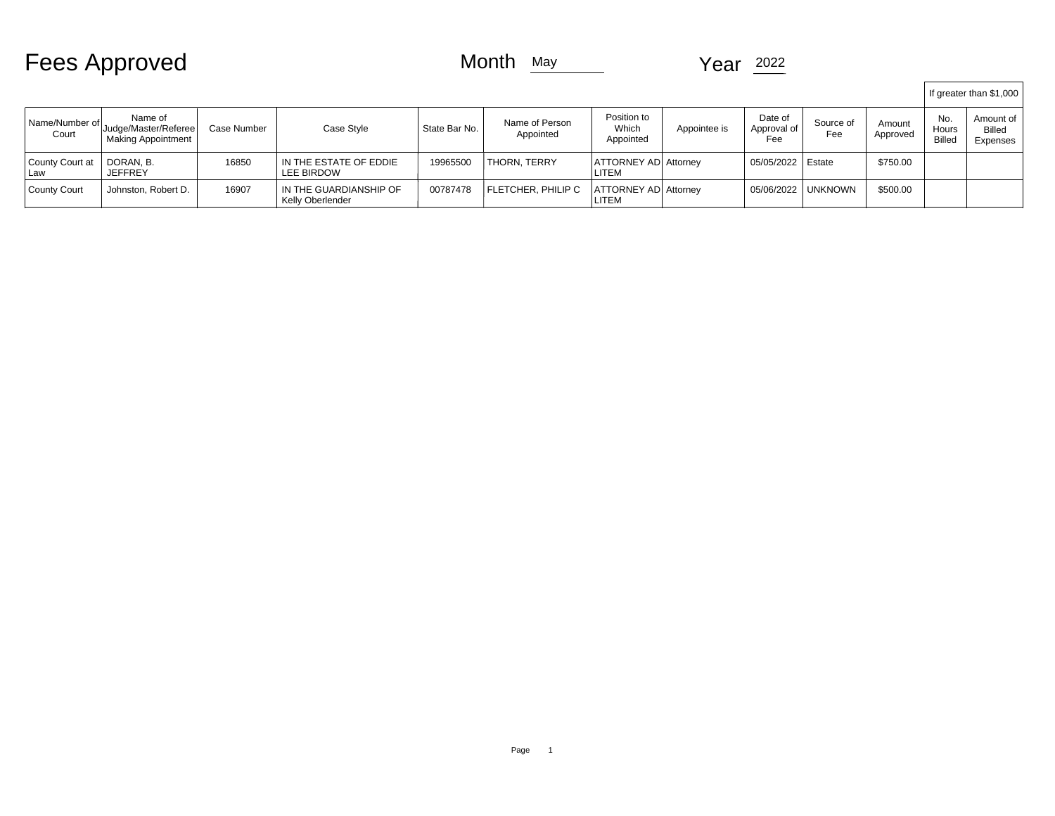# Fees Approved

Month May

Year 2022

| Name/Number of Court | Name of Judge/Master/Referee Making Appointment | Case Number | Case Style | State Bar No. | Name of Person Appointed | Position to Which Appointed | Appointee is | Date of Approval of Fee | Source of Fee | Amount Approved | If greater than $1,000 | |
|---|---|---|---|---|---|---|---|---|---|---|---|---|
| | | | | | | | | | | | No. Hours Billed | Amount of Billed Expenses |
| County Court at Law | DORAN, B. JEFFREY | 16850 | IN THE ESTATE OF EDDIE LEE BIRDOW | 19965500 | THORN, TERRY | ATTORNEY AD LITEM | Attorney | 05/05/2022 | Estate | $750.00 | | |
| County Court | Johnston, Robert D. | 16907 | IN THE GUARDIANSHIP OF Kelly Oberlender | 00787478 | FLETCHER, PHILIP C | ATTORNEY AD LITEM | Attorney | 05/06/2022 | UNKNOWN | $500.00 | | |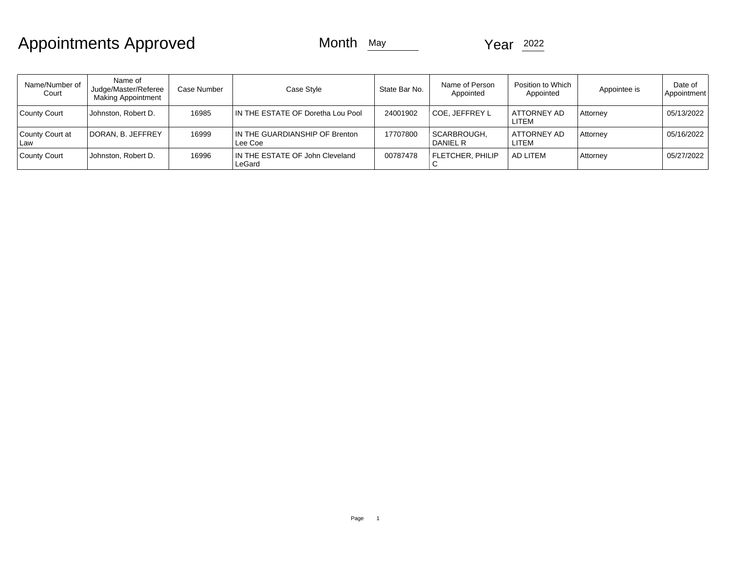# Appointments Approved

Month May

Year 2022

| Name/Number of Court | Name of Judge/Master/Referee Making Appointment | Case Number | Case Style | State Bar No. | Name of Person Appointed | Position to Which Appointed | Appointee is | Date of Appointment |
|---|---|---|---|---|---|---|---|---|
| County Court | Johnston, Robert D. | 16985 | IN THE ESTATE OF Doretha Lou Pool | 24001902 | COE, JEFFREY L | ATTORNEY AD LITEM | Attorney | 05/13/2022 |
| County Court at Law | DORAN, B. JEFFREY | 16999 | IN THE GUARDIANSHIP OF Brenton Lee Coe | 17707800 | SCARBROUGH, DANIEL R | ATTORNEY AD LITEM | Attorney | 05/16/2022 |
| County Court | Johnston, Robert D. | 16996 | IN THE ESTATE OF John Cleveland LeGard | 00787478 | FLETCHER, PHILIP C | AD LITEM | Attorney | 05/27/2022 |